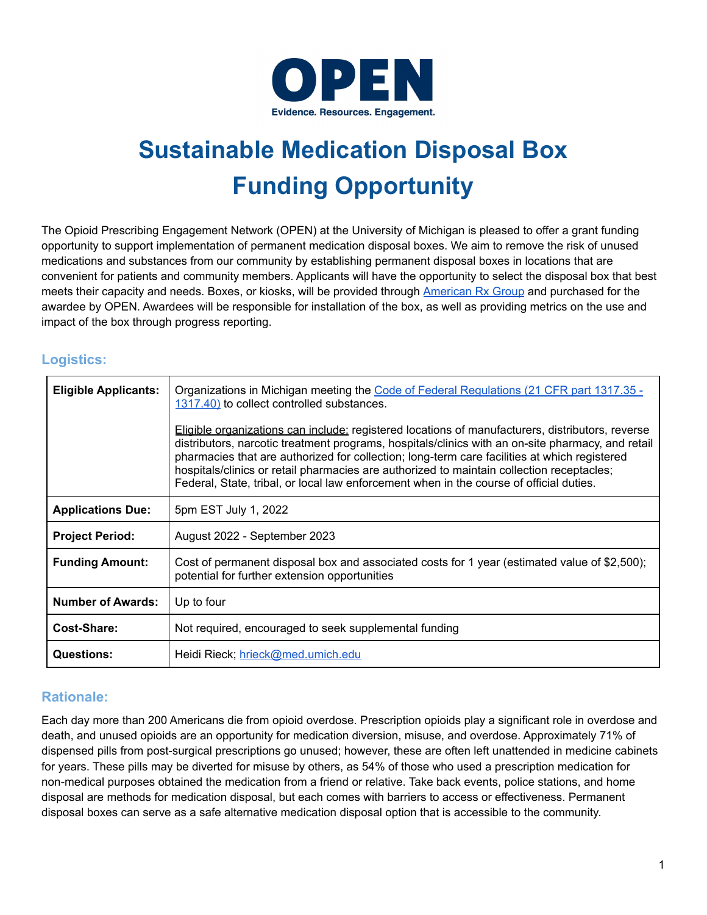# OPEN

Evidence. Resources. Engagement.

# Sustainable Medication Disposal Box Funding Opportunity

The Opioid Prescribing Engagement Network (OPEN) at the University of Michigan is pleased to offer a grant funding opportunity to support implementation of permanent medication disposal boxes. We aim to remove the risk of unused medications and substances from our community by establishing permanent disposal boxes in locations that are convenient for patients and community members. Applicants will have the opportunity to select the disposal box that best meets their capacity and needs. Boxes, or kiosks, will be provided through American Rx Group and purchased for the awardee by OPEN. Awardees will be responsible for installation of the box, as well as providing metrics on the use and impact of the box through progress reporting.

## Logistics:

| | |
|---|---|
| **Eligible Applicants:** | Organizations in Michigan meeting the Code of Federal Regulations (21 CFR part 1317.35 - 1317.40) to collect controlled substances.<br><br>Eligible organizations can include: registered locations of manufacturers, distributors, reverse distributors, narcotic treatment programs, hospitals/clinics with an on-site pharmacy, and retail pharmacies that are authorized for collection; long-term care facilities at which registered hospitals/clinics or retail pharmacies are authorized to maintain collection receptacles; Federal, State, tribal, or local law enforcement when in the course of official duties. |
| **Applications Due:** | 5pm EST July 1, 2022 |
| **Project Period:** | August 2022 - September 2023 |
| **Funding Amount:** | Cost of permanent disposal box and associated costs for 1 year (estimated value of $2,500); potential for further extension opportunities |
| **Number of Awards:** | Up to four |
| **Cost-Share:** | Not required, encouraged to seek supplemental funding |
| **Questions:** | Heidi Rieck; hrieck@med.umich.edu |

## Rationale:

Each day more than 200 Americans die from opioid overdose. Prescription opioids play a significant role in overdose and death, and unused opioids are an opportunity for medication diversion, misuse, and overdose. Approximately 71% of dispensed pills from post-surgical prescriptions go unused; however, these are often left unattended in medicine cabinets for years. These pills may be diverted for misuse by others, as 54% of those who used a prescription medication for non-medical purposes obtained the medication from a friend or relative. Take back events, police stations, and home disposal are methods for medication disposal, but each comes with barriers to access or effectiveness. Permanent disposal boxes can serve as a safe alternative medication disposal option that is accessible to the community.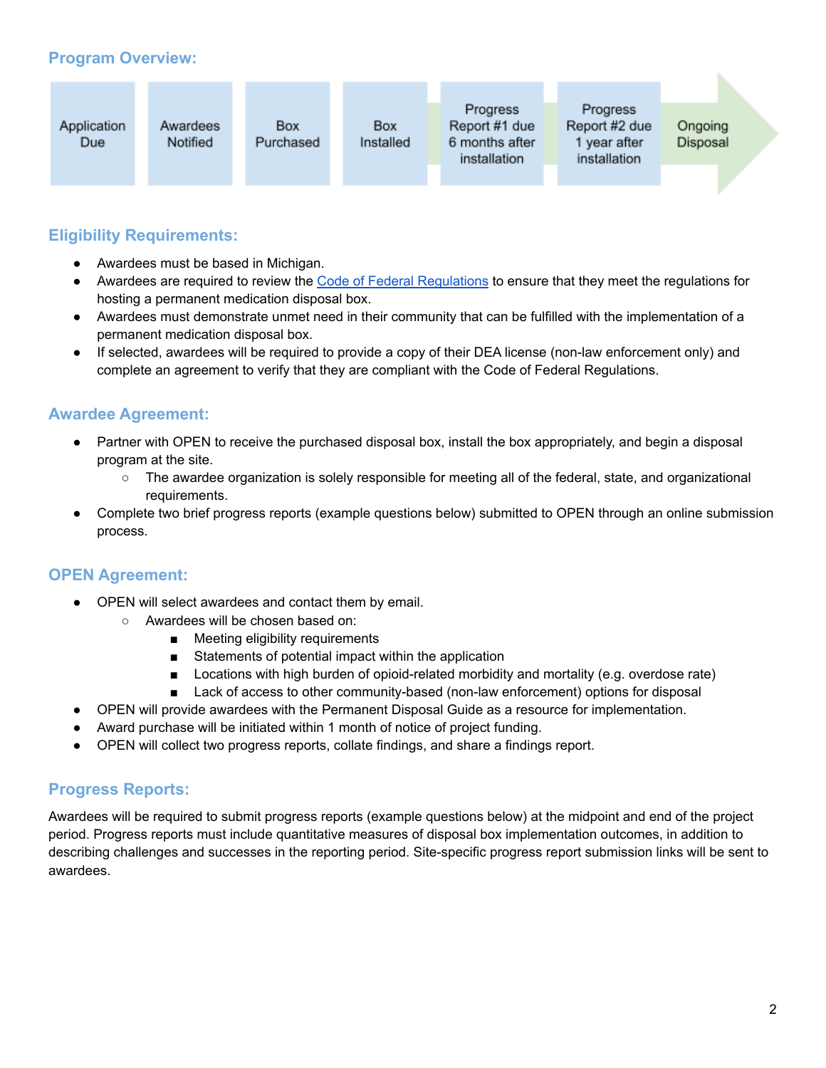## Program Overview:

Application Due → Awardees Notified → Box Purchased → Box Installed → Progress Report #1 due 6 months after installation → Progress Report #2 due 1 year after installation → Ongoing Disposal

## Eligibility Requirements:

- Awardees must be based in Michigan.
- Awardees are required to review the Code of Federal Regulations to ensure that they meet the regulations for hosting a permanent medication disposal box.
- Awardees must demonstrate unmet need in their community that can be fulfilled with the implementation of a permanent medication disposal box.
- If selected, awardees will be required to provide a copy of their DEA license (non-law enforcement only) and complete an agreement to verify that they are compliant with the Code of Federal Regulations.

## Awardee Agreement:

- Partner with OPEN to receive the purchased disposal box, install the box appropriately, and begin a disposal program at the site.
    - The awardee organization is solely responsible for meeting all of the federal, state, and organizational requirements.
- Complete two brief progress reports (example questions below) submitted to OPEN through an online submission process.

## OPEN Agreement:

- OPEN will select awardees and contact them by email.
    - Awardees will be chosen based on:
        - Meeting eligibility requirements
        - Statements of potential impact within the application
        - Locations with high burden of opioid-related morbidity and mortality (e.g. overdose rate)
        - Lack of access to other community-based (non-law enforcement) options for disposal
- OPEN will provide awardees with the Permanent Disposal Guide as a resource for implementation.
- Award purchase will be initiated within 1 month of notice of project funding.
- OPEN will collect two progress reports, collate findings, and share a findings report.

## Progress Reports:

Awardees will be required to submit progress reports (example questions below) at the midpoint and end of the project period. Progress reports must include quantitative measures of disposal box implementation outcomes, in addition to describing challenges and successes in the reporting period. Site-specific progress report submission links will be sent to awardees.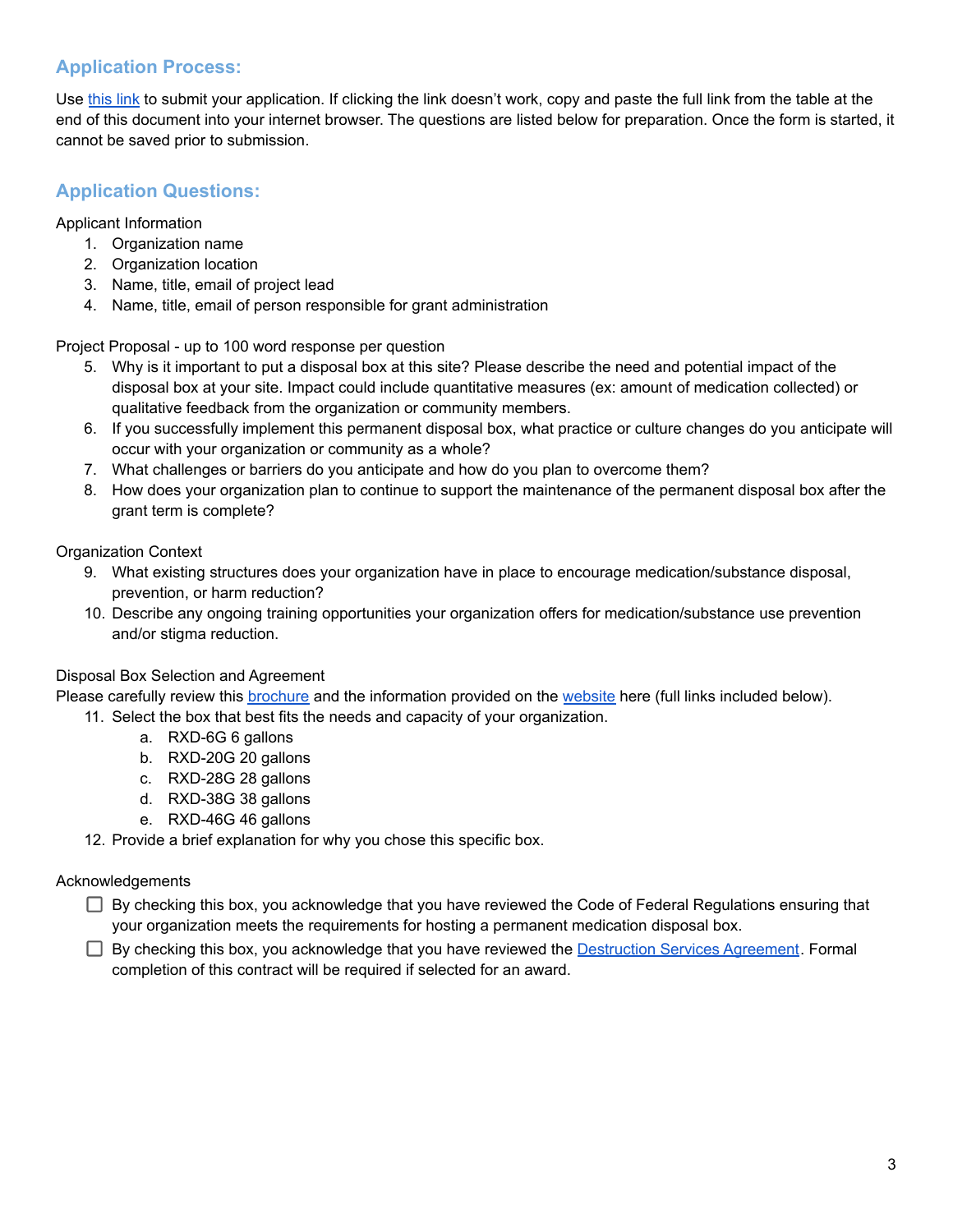## Application Process:

Use this link to submit your application. If clicking the link doesn't work, copy and paste the full link from the table at the end of this document into your internet browser. The questions are listed below for preparation. Once the form is started, it cannot be saved prior to submission.

## Application Questions:

Applicant Information

1. Organization name
2. Organization location
3. Name, title, email of project lead
4. Name, title, email of person responsible for grant administration

Project Proposal - up to 100 word response per question

5. Why is it important to put a disposal box at this site? Please describe the need and potential impact of the disposal box at your site. Impact could include quantitative measures (ex: amount of medication collected) or qualitative feedback from the organization or community members.
6. If you successfully implement this permanent disposal box, what practice or culture changes do you anticipate will occur with your organization or community as a whole?
7. What challenges or barriers do you anticipate and how do you plan to overcome them?
8. How does your organization plan to continue to support the maintenance of the permanent disposal box after the grant term is complete?

Organization Context

9. What existing structures does your organization have in place to encourage medication/substance disposal, prevention, or harm reduction?
10. Describe any ongoing training opportunities your organization offers for medication/substance use prevention and/or stigma reduction.

Disposal Box Selection and Agreement

Please carefully review this brochure and the information provided on the website here (full links included below).

11. Select the box that best fits the needs and capacity of your organization.
    a. RXD-6G 6 gallons
    b. RXD-20G 20 gallons
    c. RXD-28G 28 gallons
    d. RXD-38G 38 gallons
    e. RXD-46G 46 gallons
12. Provide a brief explanation for why you chose this specific box.

Acknowledgements

- ☐ By checking this box, you acknowledge that you have reviewed the Code of Federal Regulations ensuring that your organization meets the requirements for hosting a permanent medication disposal box.
- ☐ By checking this box, you acknowledge that you have reviewed the Destruction Services Agreement. Formal completion of this contract will be required if selected for an award.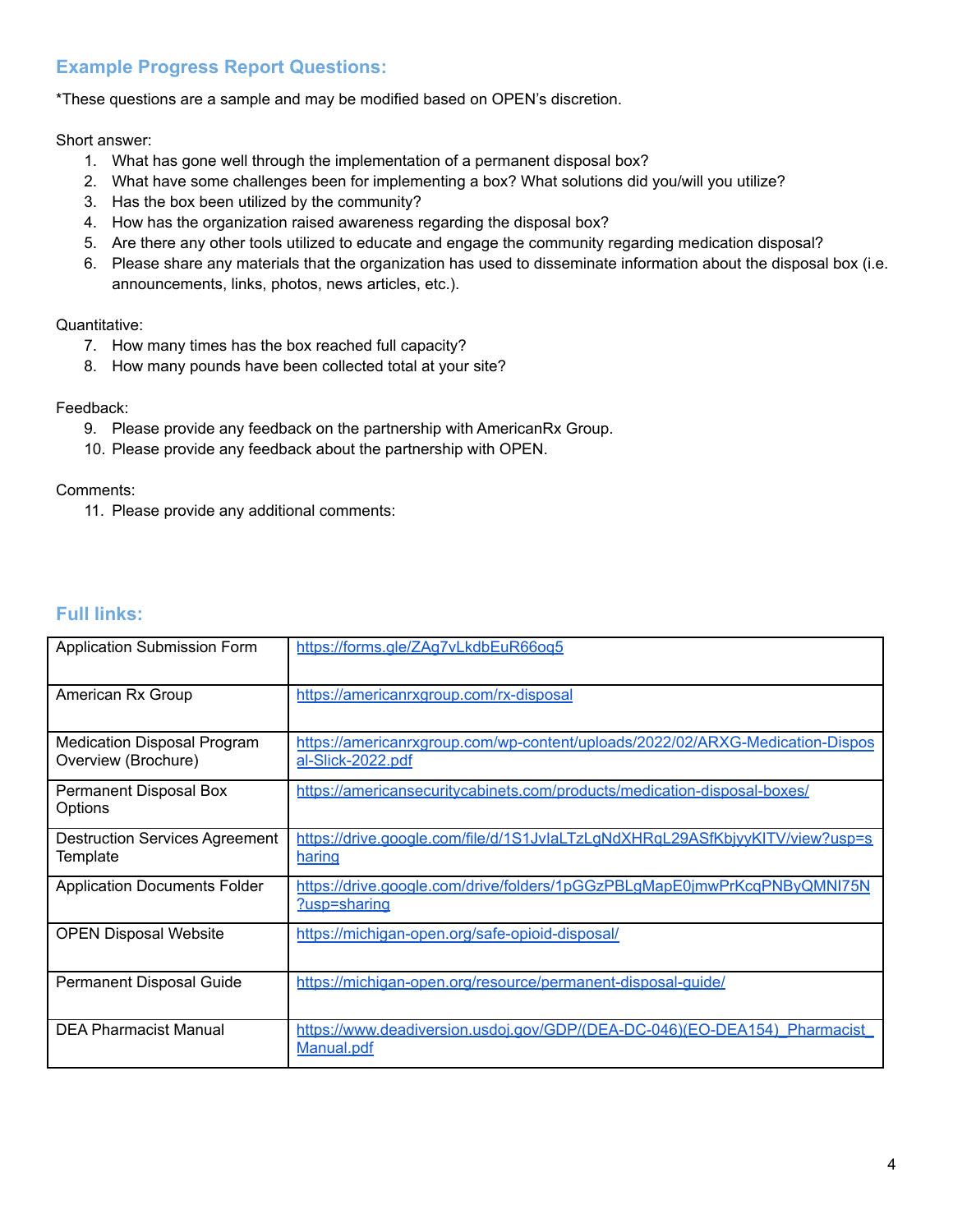## Example Progress Report Questions:

*These questions are a sample and may be modified based on OPEN's discretion.

Short answer:

1. What has gone well through the implementation of a permanent disposal box?
2. What have some challenges been for implementing a box? What solutions did you/will you utilize?
3. Has the box been utilized by the community?
4. How has the organization raised awareness regarding the disposal box?
5. Are there any other tools utilized to educate and engage the community regarding medication disposal?
6. Please share any materials that the organization has used to disseminate information about the disposal box (i.e. announcements, links, photos, news articles, etc.).

Quantitative:

7. How many times has the box reached full capacity?
8. How many pounds have been collected total at your site?

Feedback:

9. Please provide any feedback on the partnership with AmericanRx Group.
10. Please provide any feedback about the partnership with OPEN.

Comments:

11. Please provide any additional comments:

## Full links:

| | |
|---|---|
| Application Submission Form | https://forms.gle/ZAg7vLkdbEuR66oq5 |
| American Rx Group | https://americanrxgroup.com/rx-disposal |
| Medication Disposal Program Overview (Brochure) | https://americanrxgroup.com/wp-content/uploads/2022/02/ARXG-Medication-Disposal-Slick-2022.pdf |
| Permanent Disposal Box Options | https://americansecuritycabinets.com/products/medication-disposal-boxes/ |
| Destruction Services Agreement Template | https://drive.google.com/file/d/1S1JvIaLTzLgNdXHRqL29ASfKbjyyKITV/view?usp=sharing |
| Application Documents Folder | https://drive.google.com/drive/folders/1pGGzPBLgMapE0jmwPrKcqPNByQMNI75N?usp=sharing |
| OPEN Disposal Website | https://michigan-open.org/safe-opioid-disposal/ |
| Permanent Disposal Guide | https://michigan-open.org/resource/permanent-disposal-guide/ |
| DEA Pharmacist Manual | https://www.deadiversion.usdoj.gov/GDP/(DEA-DC-046)(EO-DEA154)_Pharmacist_Manual.pdf |